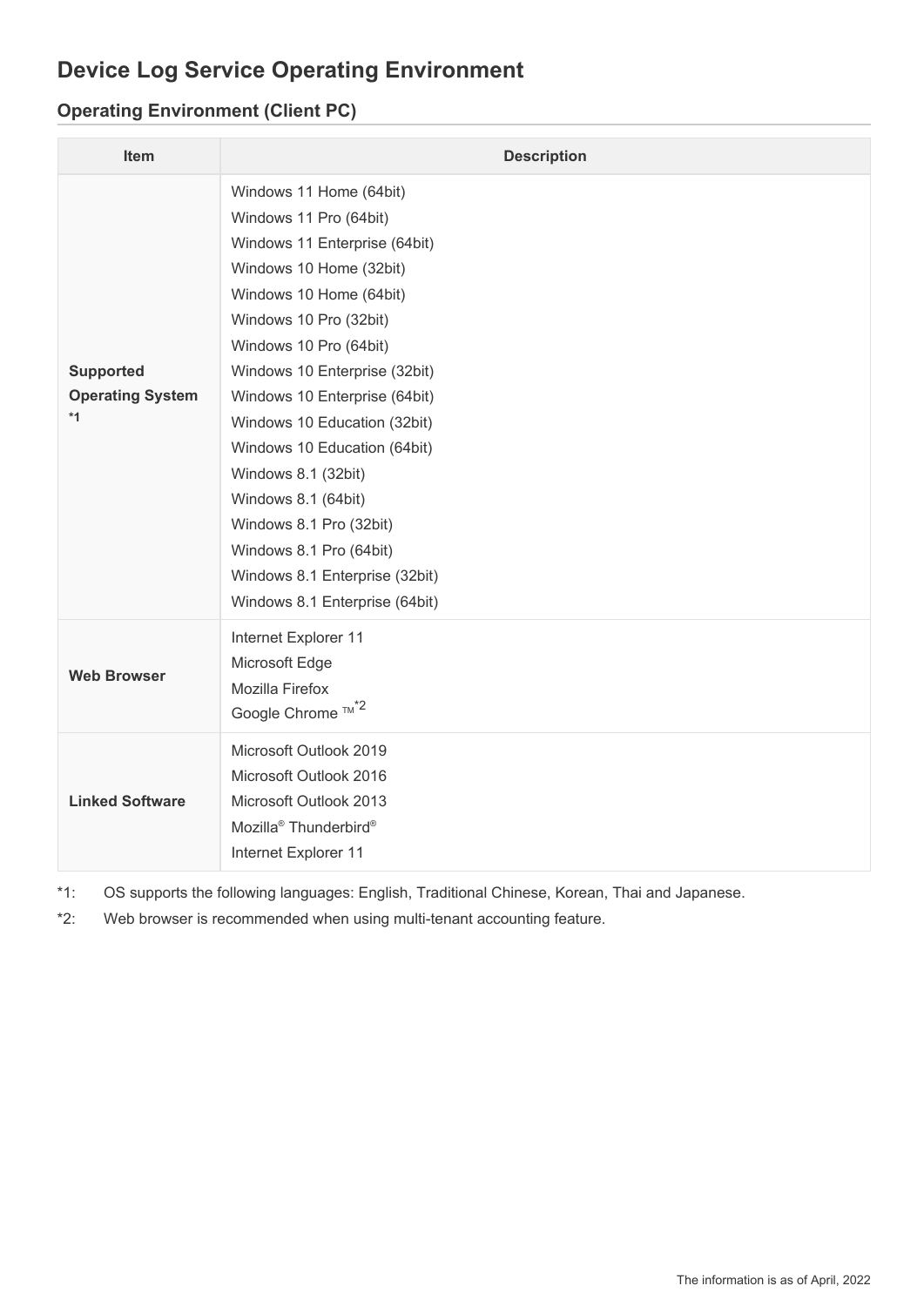# Device Log Service Operating Environment

## Operating Environment (Client PC)

| Item | Description |
| --- | --- |
| **Supported Operating System *1** | Windows 11 Home (64bit)<br>Windows 11 Pro (64bit)<br>Windows 11 Enterprise (64bit)<br>Windows 10 Home (32bit)<br>Windows 10 Home (64bit)<br>Windows 10 Pro (32bit)<br>Windows 10 Pro (64bit)<br>Windows 10 Enterprise (32bit)<br>Windows 10 Enterprise (64bit)<br>Windows 10 Education (32bit)<br>Windows 10 Education (64bit)<br>Windows 8.1 (32bit)<br>Windows 8.1 (64bit)<br>Windows 8.1 Pro (32bit)<br>Windows 8.1 Pro (64bit)<br>Windows 8.1 Enterprise (32bit)<br>Windows 8.1 Enterprise (64bit) |
| **Web Browser** | Internet Explorer 11<br>Microsoft Edge<br>Mozilla Firefox<br>Google Chrome ™*2 |
| **Linked Software** | Microsoft Outlook 2019<br>Microsoft Outlook 2016<br>Microsoft Outlook 2013<br>Mozilla® Thunderbird®<br>Internet Explorer 11 |

*1: OS supports the following languages: English, Traditional Chinese, Korean, Thai and Japanese.

*2: Web browser is recommended when using multi-tenant accounting feature.

The information is as of April, 2022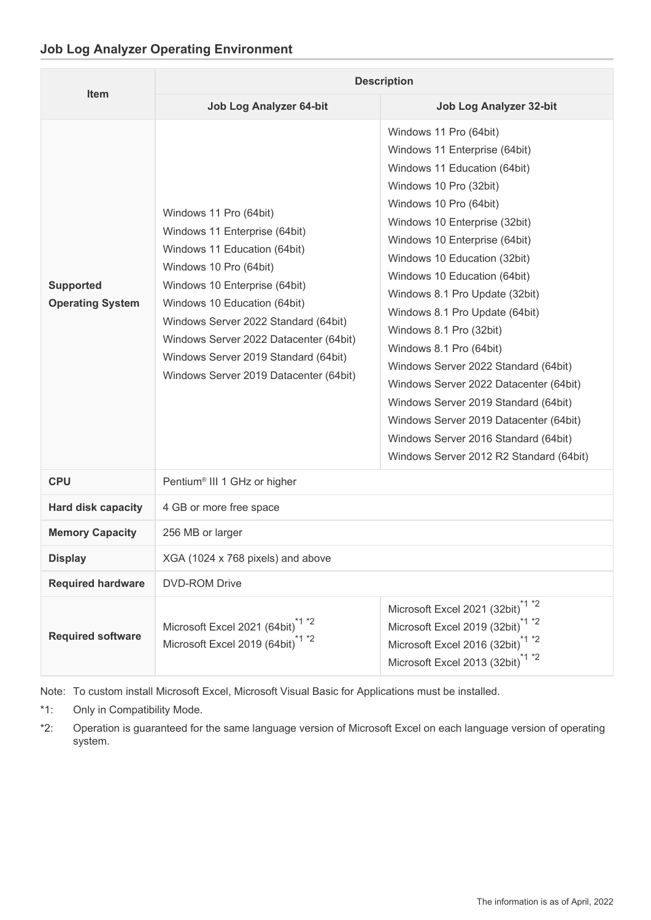## Job Log Analyzer Operating Environment

| Item | Description | |
|---|---|---|
| | Job Log Analyzer 64-bit | Job Log Analyzer 32-bit |
| **Supported Operating System** | Windows 11 Pro (64bit)<br>Windows 11 Enterprise (64bit)<br>Windows 11 Education (64bit)<br>Windows 10 Pro (64bit)<br>Windows 10 Enterprise (64bit)<br>Windows 10 Education (64bit)<br>Windows Server 2022 Standard (64bit)<br>Windows Server 2022 Datacenter (64bit)<br>Windows Server 2019 Standard (64bit)<br>Windows Server 2019 Datacenter (64bit) | Windows 11 Pro (64bit)<br>Windows 11 Enterprise (64bit)<br>Windows 11 Education (64bit)<br>Windows 10 Pro (32bit)<br>Windows 10 Pro (64bit)<br>Windows 10 Enterprise (32bit)<br>Windows 10 Enterprise (64bit)<br>Windows 10 Education (32bit)<br>Windows 10 Education (64bit)<br>Windows 8.1 Pro Update (32bit)<br>Windows 8.1 Pro Update (64bit)<br>Windows 8.1 Pro (32bit)<br>Windows 8.1 Pro (64bit)<br>Windows Server 2022 Standard (64bit)<br>Windows Server 2022 Datacenter (64bit)<br>Windows Server 2019 Standard (64bit)<br>Windows Server 2019 Datacenter (64bit)<br>Windows Server 2016 Standard (64bit)<br>Windows Server 2012 R2 Standard (64bit) |
| **CPU** | Pentium® III 1 GHz or higher | |
| **Hard disk capacity** | 4 GB or more free space | |
| **Memory Capacity** | 256 MB or larger | |
| **Display** | XGA (1024 x 768 pixels) and above | |
| **Required hardware** | DVD-ROM Drive | |
| **Required software** | Microsoft Excel 2021 (64bit) *1 *2<br>Microsoft Excel 2019 (64bit) *1 *2 | Microsoft Excel 2021 (32bit) *1 *2<br>Microsoft Excel 2019 (32bit) *1 *2<br>Microsoft Excel 2016 (32bit) *1 *2<br>Microsoft Excel 2013 (32bit) *1 *2 |

Note: To custom install Microsoft Excel, Microsoft Visual Basic for Applications must be installed.

*1: Only in Compatibility Mode.

*2: Operation is guaranteed for the same language version of Microsoft Excel on each language version of operating system.

The information is as of April, 2022